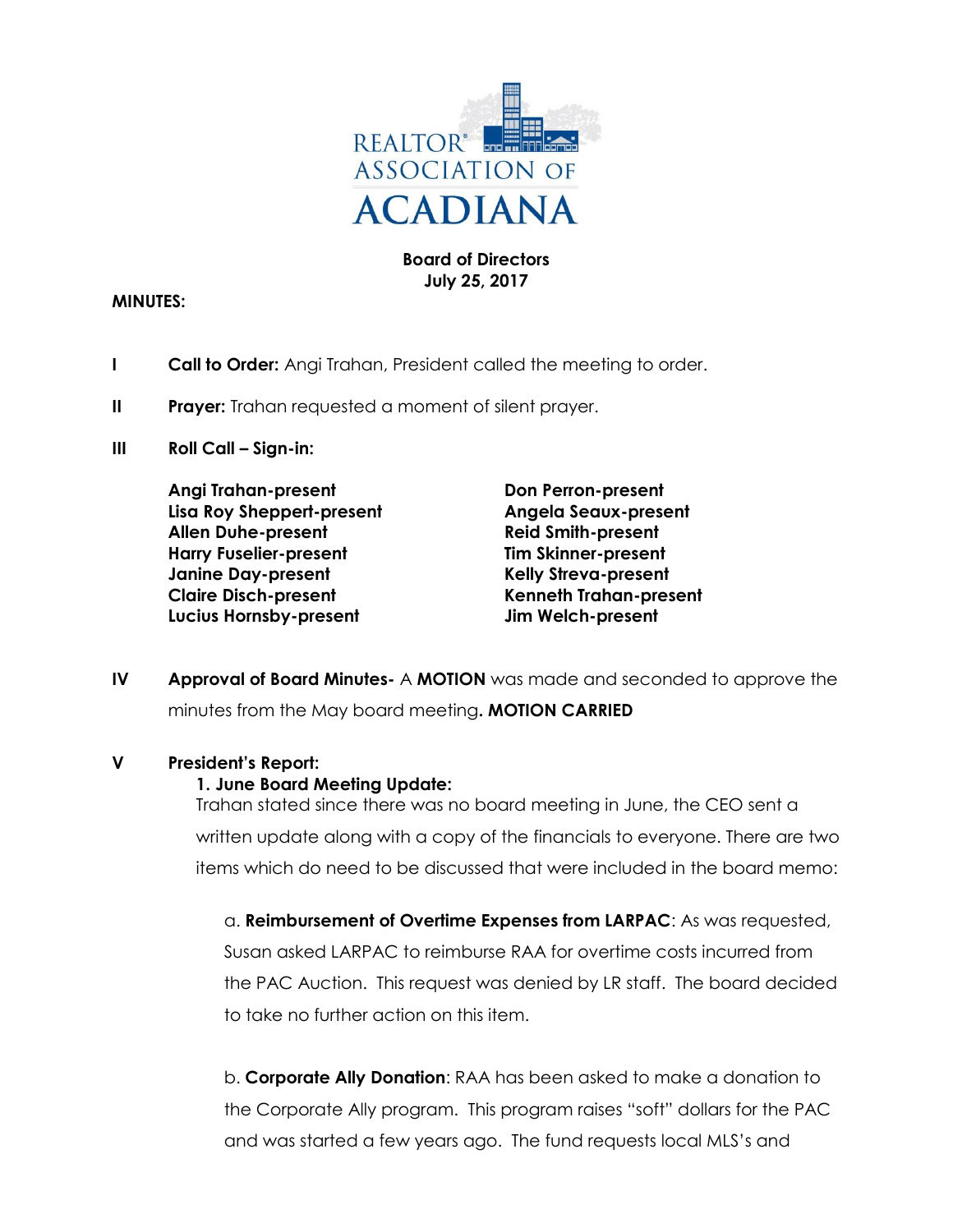REALTOR® ASSOCIATION OF ACADIANA

**Board of Directors**
**July 25, 2017**

**MINUTES:**

**I** **Call to Order:** Angi Trahan, President called the meeting to order.

**II** **Prayer:** Trahan requested a moment of silent prayer.

**III** **Roll Call – Sign-in:**

**Angi Trahan-present**
**Lisa Roy Sheppert-present**
**Allen Duhe-present**
**Harry Fuselier-present**
**Janine Day-present**
**Claire Disch-present**
**Lucius Hornsby-present**
**Don Perron-present**
**Angela Seaux-present**
**Reid Smith-present**
**Tim Skinner-present**
**Kelly Streva-present**
**Kenneth Trahan-present**
**Jim Welch-present**

**IV** **Approval of Board Minutes-** A **MOTION** was made and seconded to approve the minutes from the May board meeting**. MOTION CARRIED**

**V** **President's Report:**

**1. June Board Meeting Update:**
Trahan stated since there was no board meeting in June, the CEO sent a written update along with a copy of the financials to everyone. There are two items which do need to be discussed that were included in the board memo:

a. **Reimbursement of Overtime Expenses from LARPAC**: As was requested, Susan asked LARPAC to reimburse RAA for overtime costs incurred from the PAC Auction. This request was denied by LR staff. The board decided to take no further action on this item.

b. **Corporate Ally Donation**: RAA has been asked to make a donation to the Corporate Ally program. This program raises "soft" dollars for the PAC and was started a few years ago. The fund requests local MLS's and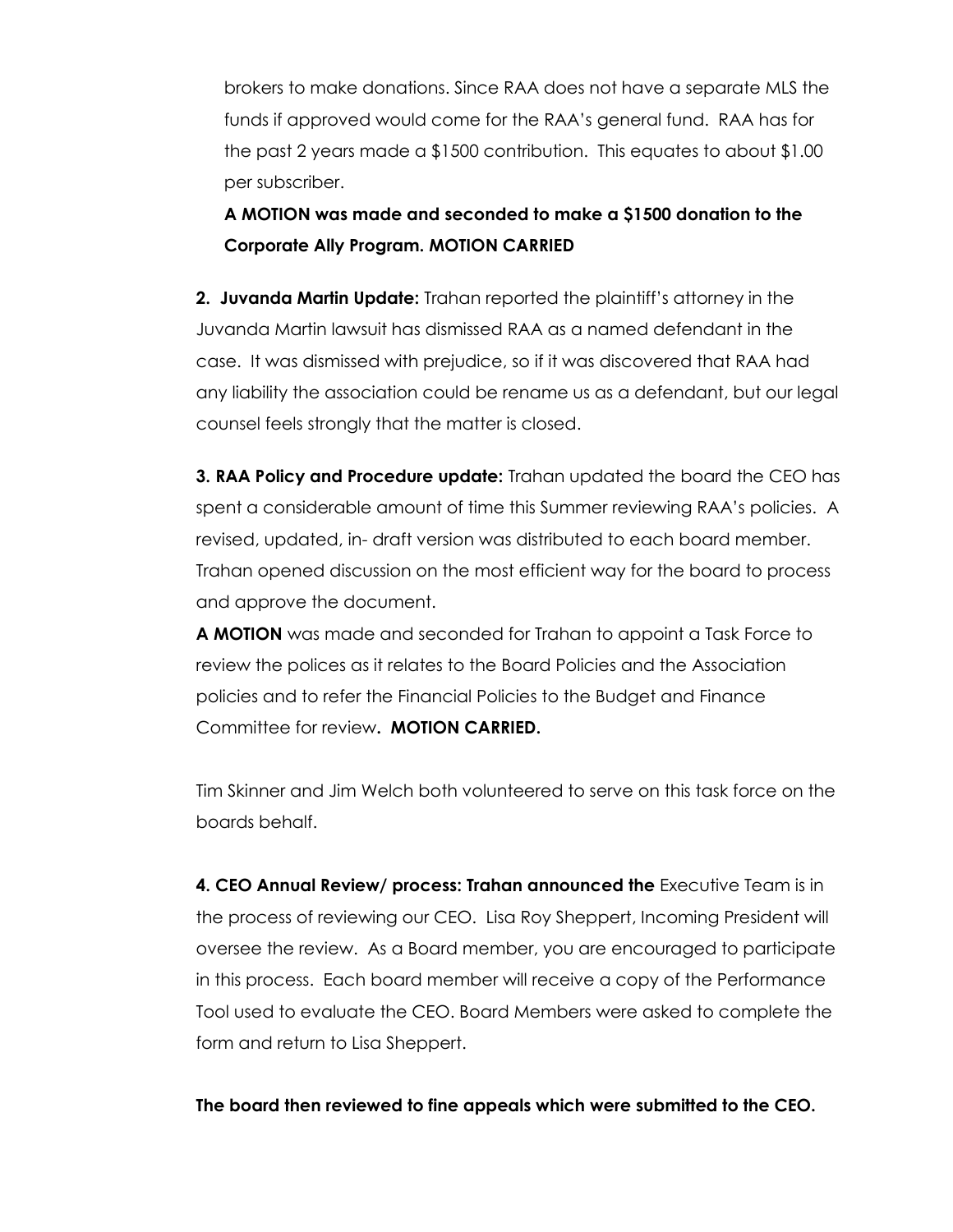brokers to make donations. Since RAA does not have a separate MLS the funds if approved would come for the RAA's general fund. RAA has for the past 2 years made a $1500 contribution. This equates to about $1.00 per subscriber.

**A MOTION was made and seconded to make a $1500 donation to the Corporate Ally Program. MOTION CARRIED**

**2. Juvanda Martin Update:** Trahan reported the plaintiff's attorney in the Juvanda Martin lawsuit has dismissed RAA as a named defendant in the case. It was dismissed with prejudice, so if it was discovered that RAA had any liability the association could be rename us as a defendant, but our legal counsel feels strongly that the matter is closed.

**3. RAA Policy and Procedure update:** Trahan updated the board the CEO has spent a considerable amount of time this Summer reviewing RAA's policies. A revised, updated, in- draft version was distributed to each board member. Trahan opened discussion on the most efficient way for the board to process and approve the document.

**A MOTION** was made and seconded for Trahan to appoint a Task Force to review the polices as it relates to the Board Policies and the Association policies and to refer the Financial Policies to the Budget and Finance Committee for review**. MOTION CARRIED.**

Tim Skinner and Jim Welch both volunteered to serve on this task force on the boards behalf.

**4. CEO Annual Review/ process: Trahan announced the** Executive Team is in the process of reviewing our CEO. Lisa Roy Sheppert, Incoming President will oversee the review. As a Board member, you are encouraged to participate in this process. Each board member will receive a copy of the Performance Tool used to evaluate the CEO. Board Members were asked to complete the form and return to Lisa Sheppert.

**The board then reviewed to fine appeals which were submitted to the CEO.**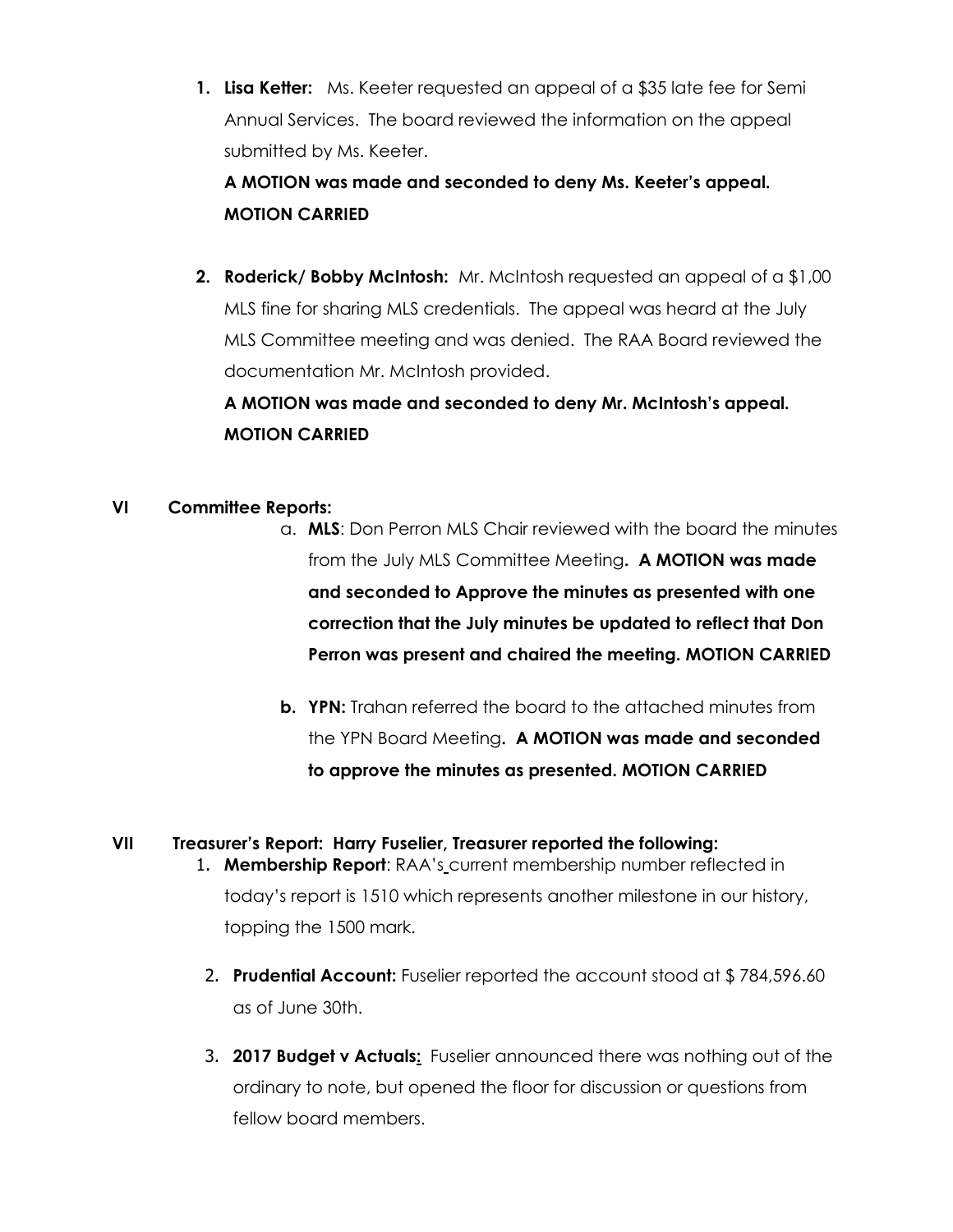1. **Lisa Ketter:** Ms. Keeter requested an appeal of a $35 late fee for Semi Annual Services. The board reviewed the information on the appeal submitted by Ms. Keeter.

   **A MOTION was made and seconded to deny Ms. Keeter's appeal. MOTION CARRIED**

2. **Roderick/ Bobby McIntosh:** Mr. McIntosh requested an appeal of a $1,00 MLS fine for sharing MLS credentials. The appeal was heard at the July MLS Committee meeting and was denied. The RAA Board reviewed the documentation Mr. McIntosh provided.

   **A MOTION was made and seconded to deny Mr. McIntosh's appeal. MOTION CARRIED**

## VI Committee Reports:

a. **MLS**: Don Perron MLS Chair reviewed with the board the minutes from the July MLS Committee Meeting**. A MOTION was made and seconded to Approve the minutes as presented with one correction that the July minutes be updated to reflect that Don Perron was present and chaired the meeting. MOTION CARRIED**

b. **YPN:** Trahan referred the board to the attached minutes from the YPN Board Meeting**. A MOTION was made and seconded to approve the minutes as presented. MOTION CARRIED**

## VII Treasurer's Report: Harry Fuselier, Treasurer reported the following:

1. **Membership Report**: RAA's current membership number reflected in today's report is 1510 which represents another milestone in our history, topping the 1500 mark.

2. **Prudential Account:** Fuselier reported the account stood at $ 784,596.60 as of June 30th.

3. **2017 Budget v Actuals:** Fuselier announced there was nothing out of the ordinary to note, but opened the floor for discussion or questions from fellow board members.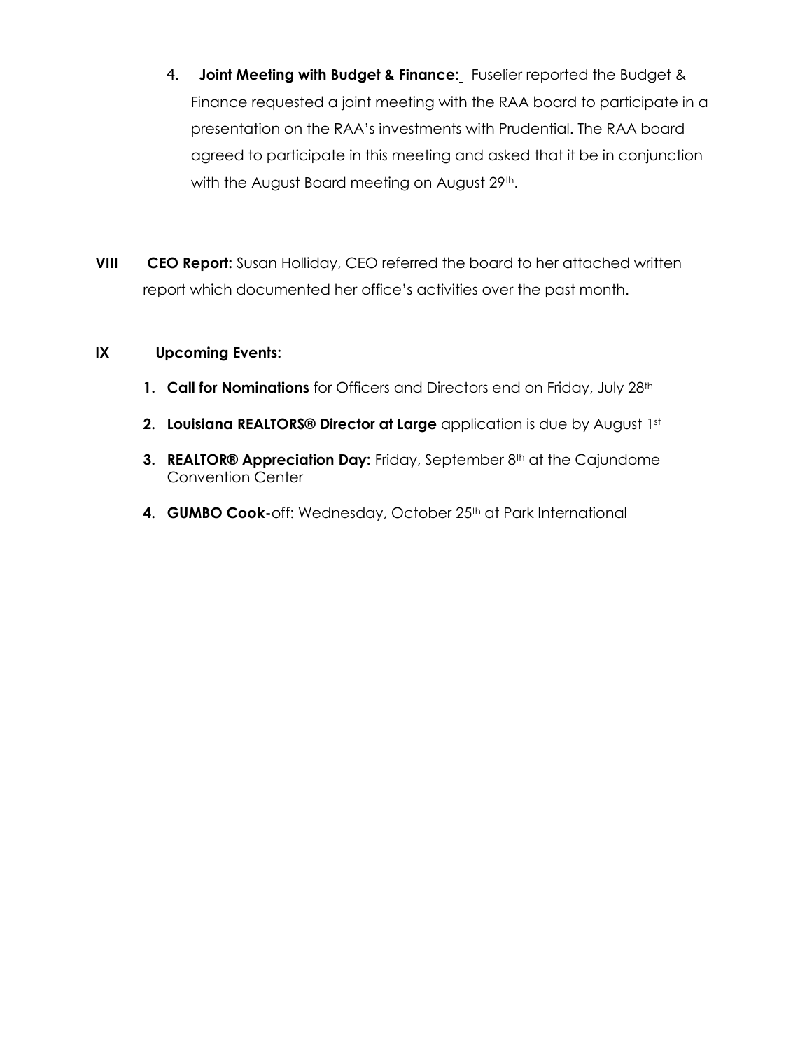4. **Joint Meeting with Budget & Finance:** Fuselier reported the Budget & Finance requested a joint meeting with the RAA board to participate in a presentation on the RAA's investments with Prudential. The RAA board agreed to participate in this meeting and asked that it be in conjunction with the August Board meeting on August 29th.

**VIII CEO Report:** Susan Holliday, CEO referred the board to her attached written report which documented her office's activities over the past month.

**IX Upcoming Events:**

1. **Call for Nominations** for Officers and Directors end on Friday, July 28th
2. **Louisiana REALTORS® Director at Large** application is due by August 1st
3. **REALTOR® Appreciation Day:** Friday, September 8th at the Cajundome Convention Center
4. **GUMBO Cook-**off: Wednesday, October 25th at Park International